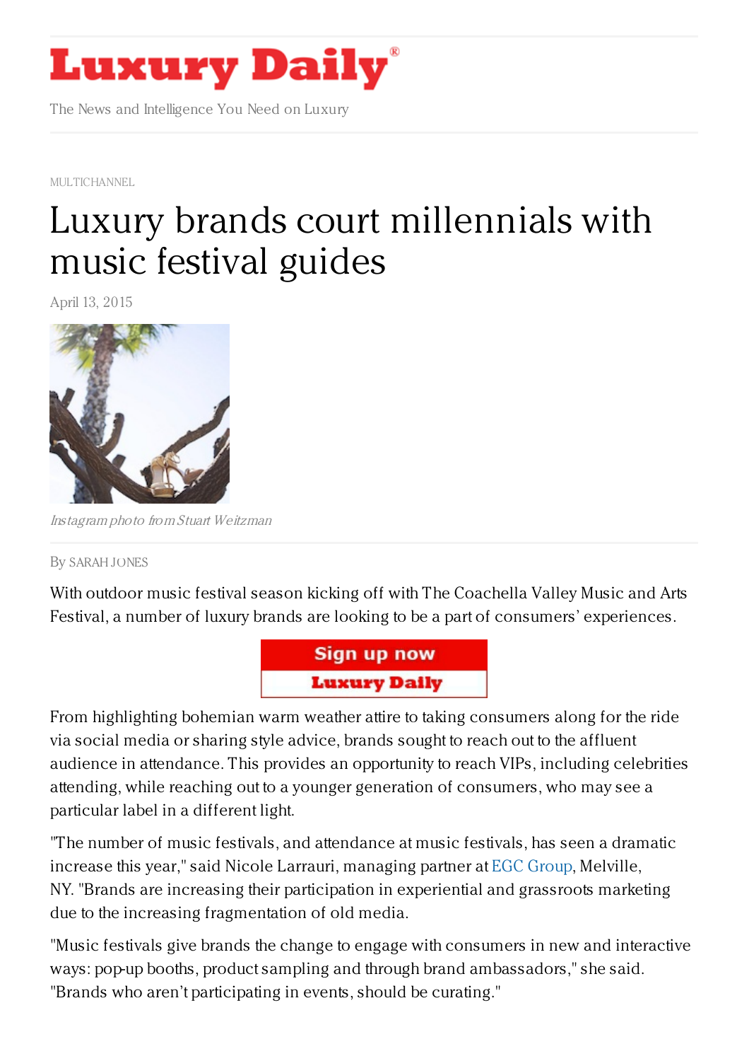# Luxury Daily

The News and Intelligence You Need on Luxury

MULTICHANNEL

# Luxury brands court millennials with music festival guides

April 13, 2015

*Instagram photo from Stuart Weitzman*

By SARAH JONES

With outdoor music festival season kicking off with The Coachella Valley Music and Arts Festival, a number of luxury brands are looking to be a part of consumers' experiences.

From highlighting bohemian warm weather attire to taking consumers along for the ride via social media or sharing style advice, brands sought to reach out to the affluent audience in attendance. This provides an opportunity to reach VIPs, including celebrities attending, while reaching out to a younger generation of consumers, who may see a particular label in a different light.

"The number of music festivals, and attendance at music festivals, has seen a dramatic increase this year," said Nicole Larrauri, managing partner at EGC Group, Melville, NY. "Brands are increasing their participation in experiential and grassroots marketing due to the increasing fragmentation of old media.

"Music festivals give brands the change to engage with consumers in new and interactive ways: pop-up booths, product sampling and through brand ambassadors," she said. "Brands who aren't participating in events, should be curating."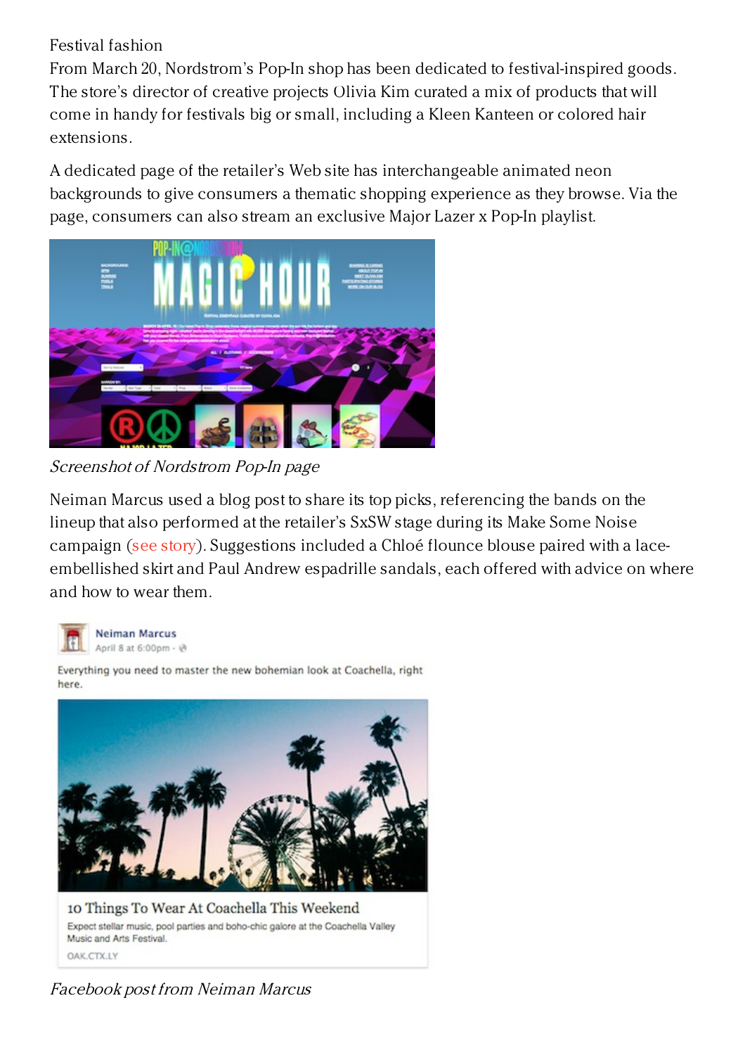Festival fashion

From March 20, Nordstrom's Pop-In shop has been dedicated to festival-inspired goods. The store's director of creative projects Olivia Kim curated a mix of products that will come in handy for festivals big or small, including a Kleen Kanteen or colored hair extensions.

A dedicated page of the retailer's Web site has interchangeable animated neon backgrounds to give consumers a thematic shopping experience as they browse. Via the page, consumers can also stream an exclusive Major Lazer x Pop-In playlist.

*Screenshot of Nordstrom Pop-In page*

Neiman Marcus used a blog post to share its top picks, referencing the bands on the lineup that also performed at the retailer's SxSW stage during its Make Some Noise campaign (see story). Suggestions included a Chloé flounce blouse paired with a lace-embellished skirt and Paul Andrew espadrille sandals, each offered with advice on where and how to wear them.

*Facebook post from Neiman Marcus*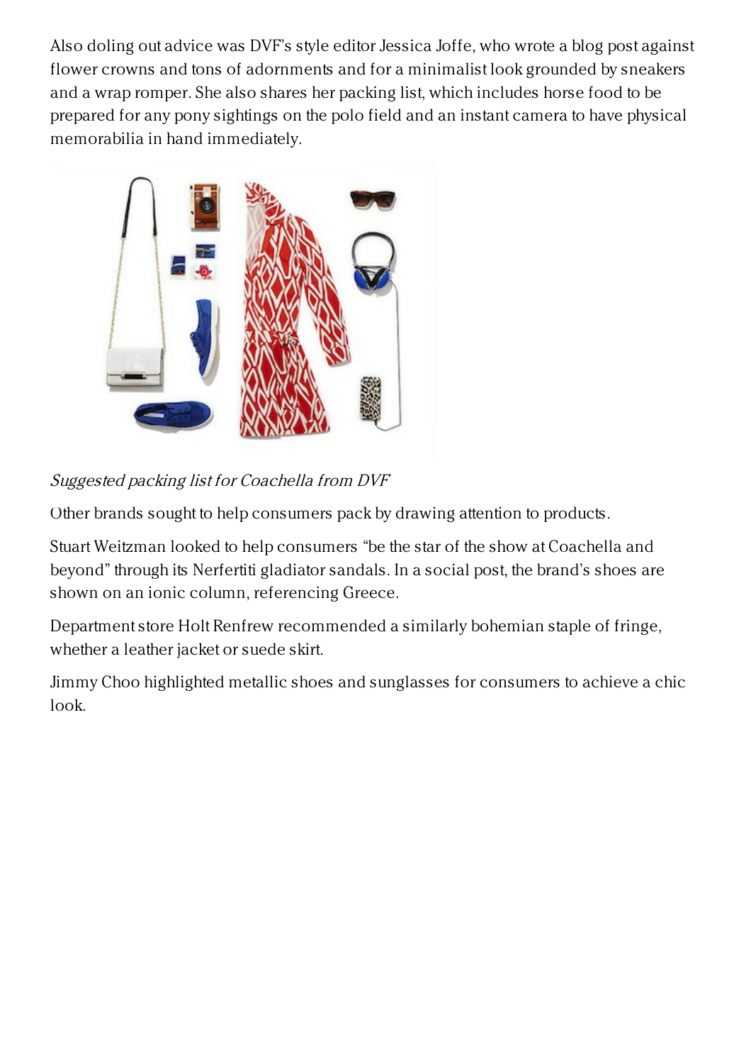Also doling out advice was DVF's style editor Jessica Joffe, who wrote a blog post against flower crowns and tons of adornments and for a minimalist look grounded by sneakers and a wrap romper. She also shares her packing list, which includes horse food to be prepared for any pony sightings on the polo field and an instant camera to have physical memorabilia in hand immediately.

*Suggested packing list for Coachella from DVF*

Other brands sought to help consumers pack by drawing attention to products.

Stuart Weitzman looked to help consumers "be the star of the show at Coachella and beyond" through its Nerfertiti gladiator sandals. In a social post, the brand's shoes are shown on an ionic column, referencing Greece.

Department store Holt Renfrew recommended a similarly bohemian staple of fringe, whether a leather jacket or suede skirt.

Jimmy Choo highlighted metallic shoes and sunglasses for consumers to achieve a chic look.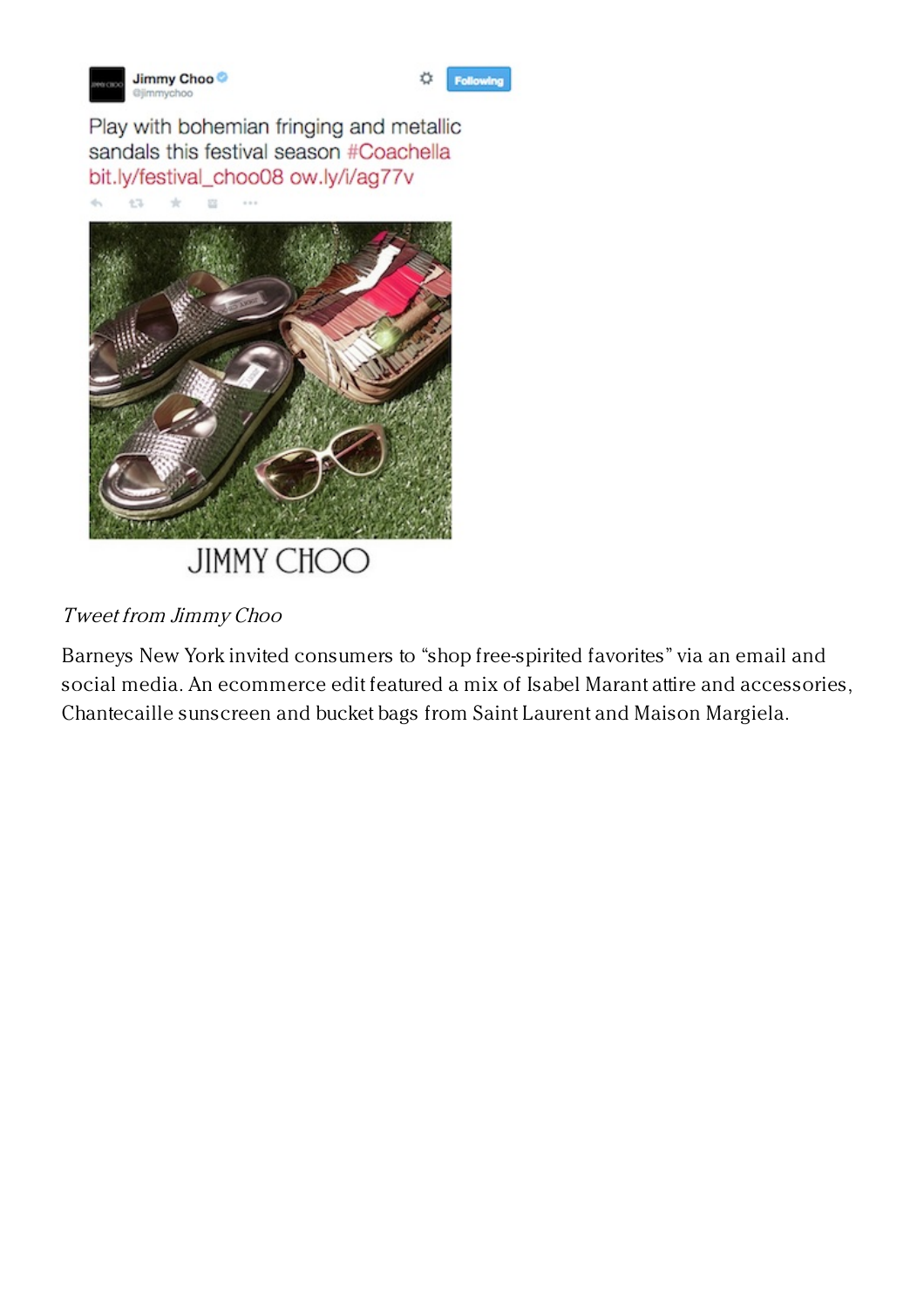*Tweet from Jimmy Choo*

Barneys New York invited consumers to "shop free-spirited favorites" via an email and social media. An ecommerce edit featured a mix of Isabel Marant attire and accessories, Chantecaille sunscreen and bucket bags from Saint Laurent and Maison Margiela.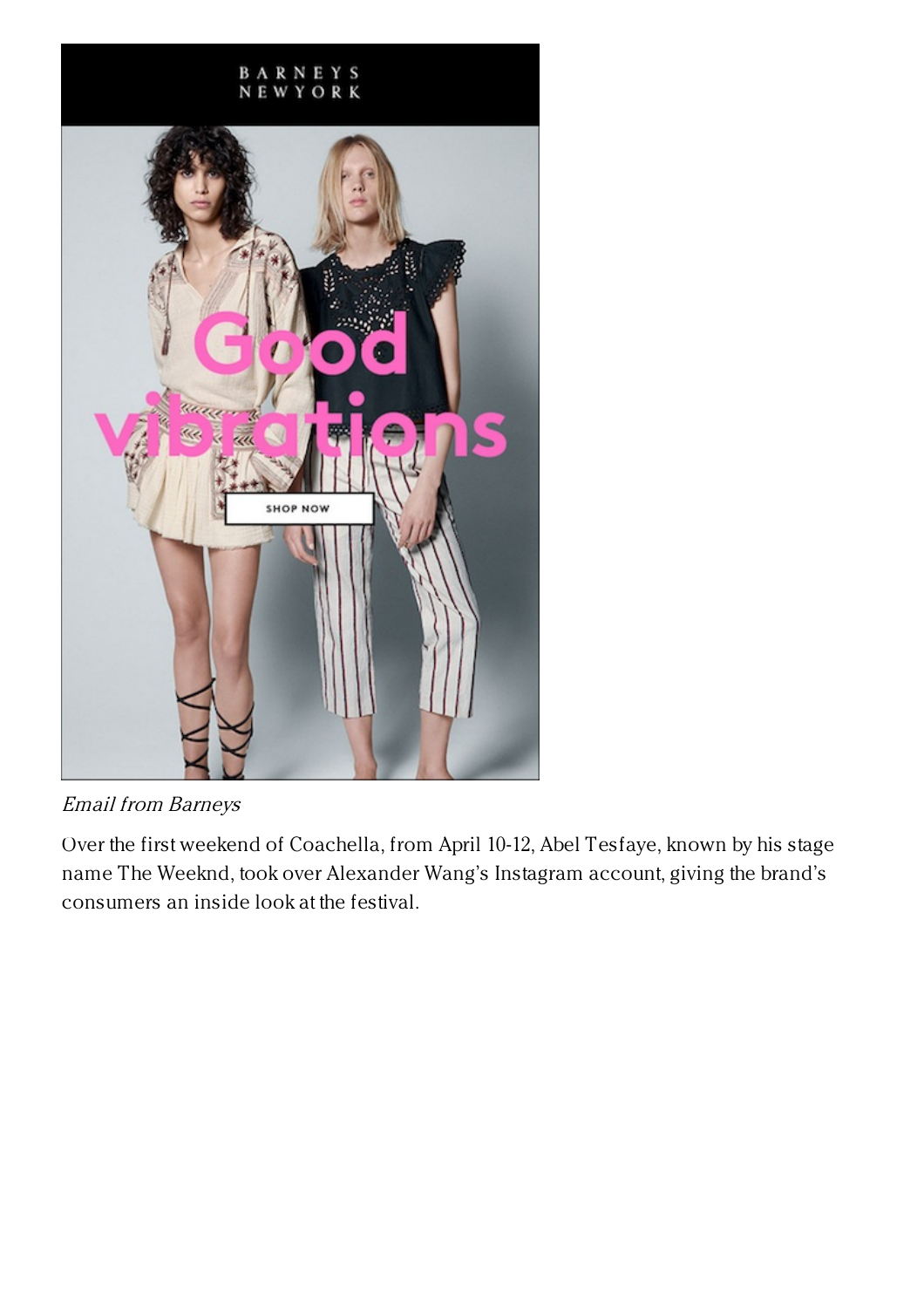*Email from Barneys*

Over the first weekend of Coachella, from April 10-12, Abel Tesfaye, known by his stage name The Weeknd, took over Alexander Wang's Instagram account, giving the brand's consumers an inside look at the festival.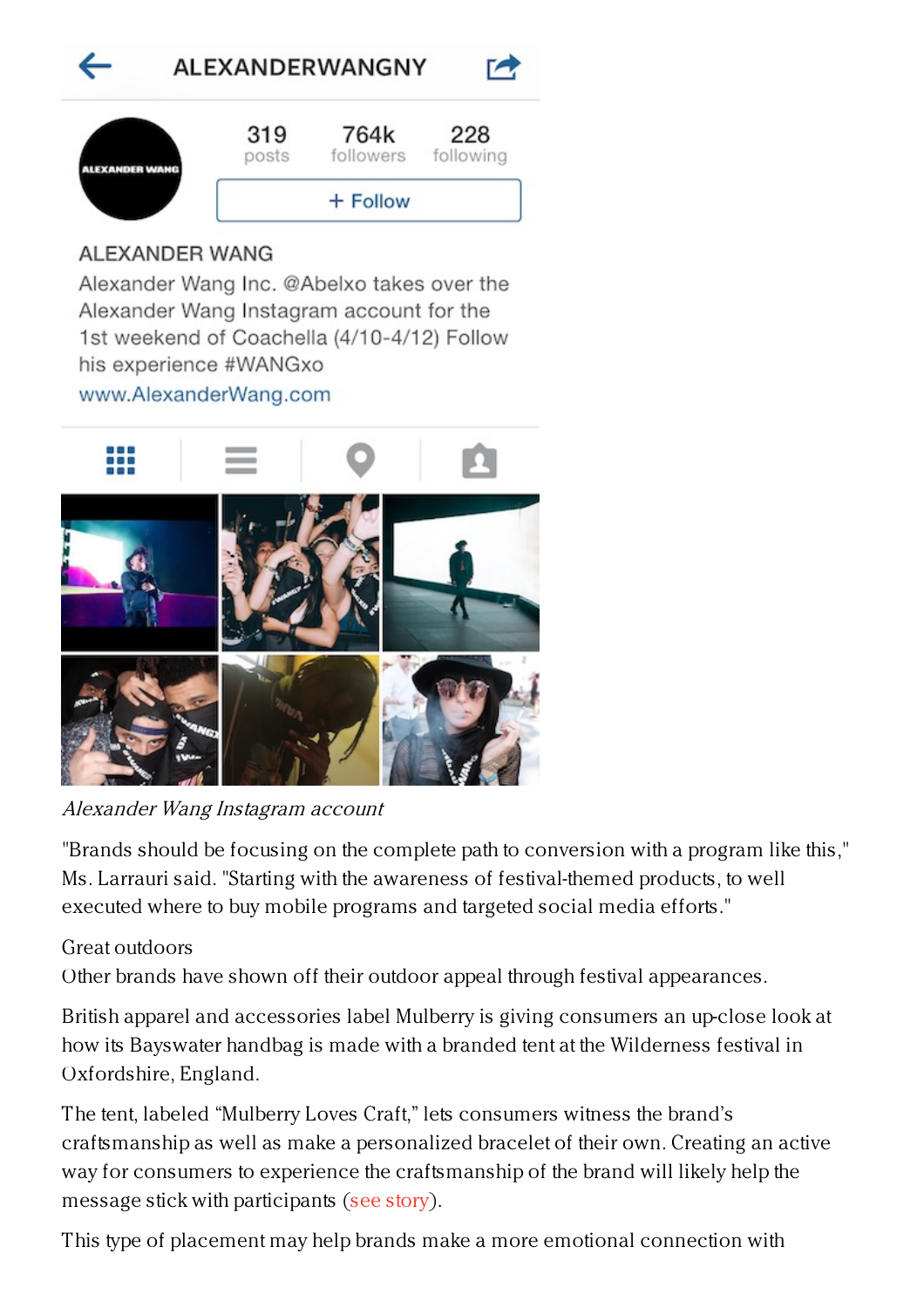*Alexander Wang Instagram account*

"Brands should be focusing on the complete path to conversion with a program like this," Ms. Larrauri said. "Starting with the awareness of festival-themed products, to well executed where to buy mobile programs and targeted social media efforts."

Great outdoors

Other brands have shown off their outdoor appeal through festival appearances.

British apparel and accessories label Mulberry is giving consumers an up-close look at how its Bayswater handbag is made with a branded tent at the Wilderness festival in Oxfordshire, England.

The tent, labeled "Mulberry Loves Craft," lets consumers witness the brand's craftsmanship as well as make a personalized bracelet of their own. Creating an active way for consumers to experience the craftsmanship of the brand will likely help the message stick with participants (see story).

This type of placement may help brands make a more emotional connection with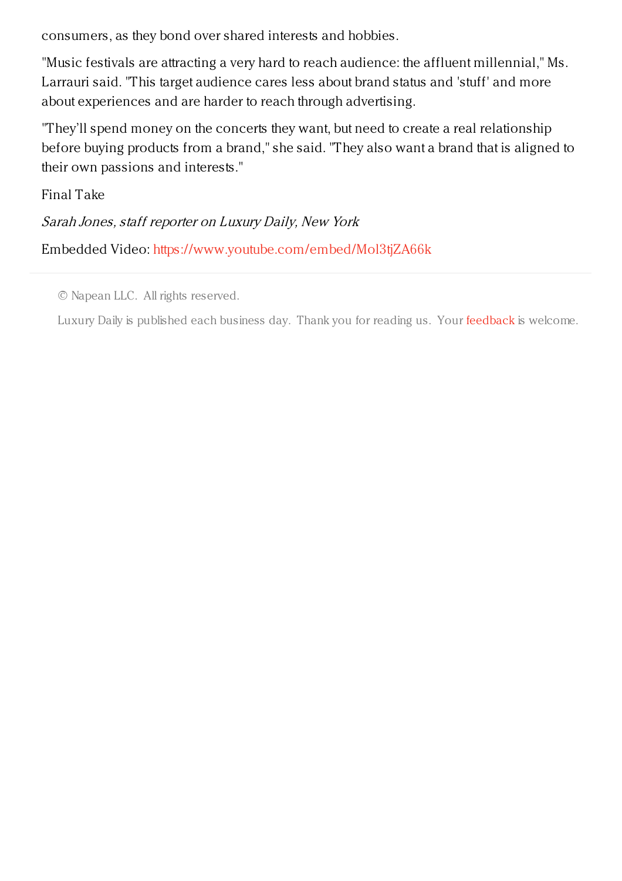consumers, as they bond over shared interests and hobbies.

"Music festivals are attracting a very hard to reach audience: the affluent millennial," Ms. Larrauri said. "This target audience cares less about brand status and 'stuff' and more about experiences and are harder to reach through advertising.

"They'll spend money on the concerts they want, but need to create a real relationship before buying products from a brand," she said. "They also want a brand that is aligned to their own passions and interests."

Final Take

*Sarah Jones, staff reporter on Luxury Daily, New York*

Embedded Video: https://www.youtube.com/embed/Mol3tjZA66k

© Napean LLC. All rights reserved.

Luxury Daily is published each business day. Thank you for reading us. Your feedback is welcome.